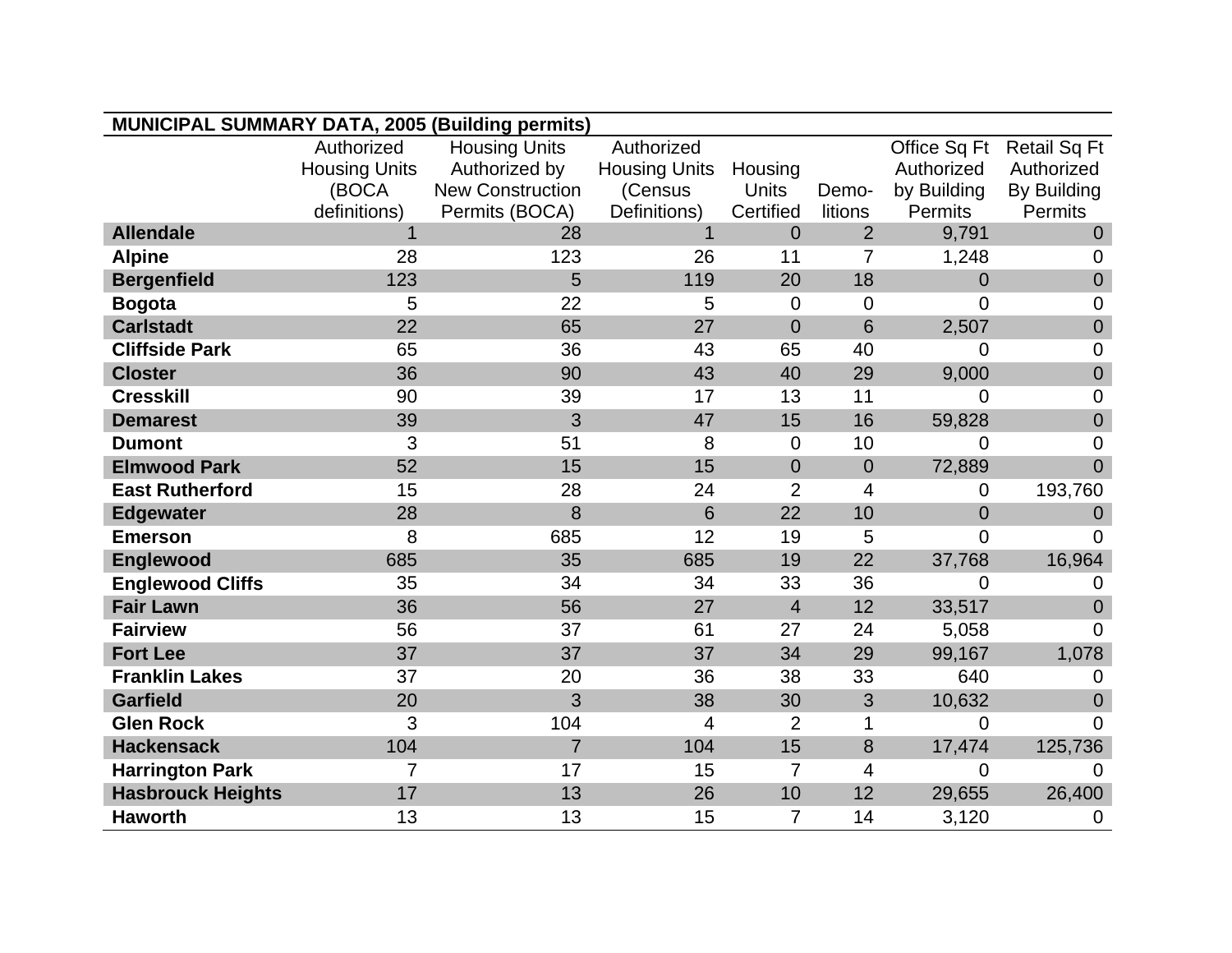| MUNICIPAL SUMMARY DATA, 2005 (Building permits) | | | | | | | |
|---|---|---|---|---|---|---|---|
| | Authorized Housing Units (BOCA definitions) | Housing Units Authorized by New Construction Permits (BOCA) | Authorized Housing Units (Census Definitions) | Housing Units Certified | Demo-litions | Office Sq Ft Authorized by Building Permits | Retail Sq Ft Authorized By Building Permits |
| **Allendale** | 1 | 28 | 1 | 0 | 2 | 9,791 | 0 |
| **Alpine** | 28 | 123 | 26 | 11 | 7 | 1,248 | 0 |
| **Bergenfield** | 123 | 5 | 119 | 20 | 18 | 0 | 0 |
| **Bogota** | 5 | 22 | 5 | 0 | 0 | 0 | 0 |
| **Carlstadt** | 22 | 65 | 27 | 0 | 6 | 2,507 | 0 |
| **Cliffside Park** | 65 | 36 | 43 | 65 | 40 | 0 | 0 |
| **Closter** | 36 | 90 | 43 | 40 | 29 | 9,000 | 0 |
| **Cresskill** | 90 | 39 | 17 | 13 | 11 | 0 | 0 |
| **Demarest** | 39 | 3 | 47 | 15 | 16 | 59,828 | 0 |
| **Dumont** | 3 | 51 | 8 | 0 | 10 | 0 | 0 |
| **Elmwood Park** | 52 | 15 | 15 | 0 | 0 | 72,889 | 0 |
| **East Rutherford** | 15 | 28 | 24 | 2 | 4 | 0 | 193,760 |
| **Edgewater** | 28 | 8 | 6 | 22 | 10 | 0 | 0 |
| **Emerson** | 8 | 685 | 12 | 19 | 5 | 0 | 0 |
| **Englewood** | 685 | 35 | 685 | 19 | 22 | 37,768 | 16,964 |
| **Englewood Cliffs** | 35 | 34 | 34 | 33 | 36 | 0 | 0 |
| **Fair Lawn** | 36 | 56 | 27 | 4 | 12 | 33,517 | 0 |
| **Fairview** | 56 | 37 | 61 | 27 | 24 | 5,058 | 0 |
| **Fort Lee** | 37 | 37 | 37 | 34 | 29 | 99,167 | 1,078 |
| **Franklin Lakes** | 37 | 20 | 36 | 38 | 33 | 640 | 0 |
| **Garfield** | 20 | 3 | 38 | 30 | 3 | 10,632 | 0 |
| **Glen Rock** | 3 | 104 | 4 | 2 | 1 | 0 | 0 |
| **Hackensack** | 104 | 7 | 104 | 15 | 8 | 17,474 | 125,736 |
| **Harrington Park** | 7 | 17 | 15 | 7 | 4 | 0 | 0 |
| **Hasbrouck Heights** | 17 | 13 | 26 | 10 | 12 | 29,655 | 26,400 |
| **Haworth** | 13 | 13 | 15 | 7 | 14 | 3,120 | 0 |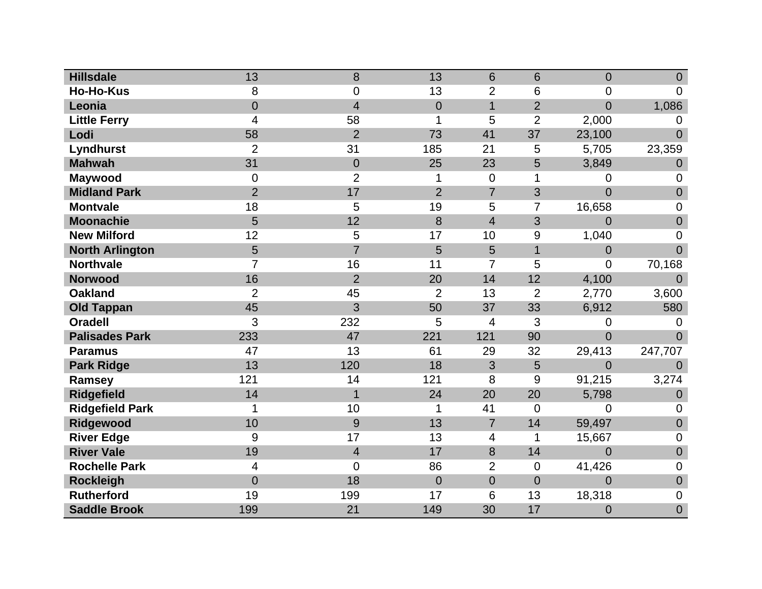| Hillsdale | 13 | 8 | 13 | 6 | 6 | 0 | 0 |
|---|---|---|---|---|---|---|---|
| Ho-Ho-Kus | 8 | 0 | 13 | 2 | 6 | 0 | 0 |
| Leonia | 0 | 4 | 0 | 1 | 2 | 0 | 1,086 |
| Little Ferry | 4 | 58 | 1 | 5 | 2 | 2,000 | 0 |
| Lodi | 58 | 2 | 73 | 41 | 37 | 23,100 | 0 |
| Lyndhurst | 2 | 31 | 185 | 21 | 5 | 5,705 | 23,359 |
| Mahwah | 31 | 0 | 25 | 23 | 5 | 3,849 | 0 |
| Maywood | 0 | 2 | 1 | 0 | 1 | 0 | 0 |
| Midland Park | 2 | 17 | 2 | 7 | 3 | 0 | 0 |
| Montvale | 18 | 5 | 19 | 5 | 7 | 16,658 | 0 |
| Moonachie | 5 | 12 | 8 | 4 | 3 | 0 | 0 |
| New Milford | 12 | 5 | 17 | 10 | 9 | 1,040 | 0 |
| North Arlington | 5 | 7 | 5 | 5 | 1 | 0 | 0 |
| Northvale | 7 | 16 | 11 | 7 | 5 | 0 | 70,168 |
| Norwood | 16 | 2 | 20 | 14 | 12 | 4,100 | 0 |
| Oakland | 2 | 45 | 2 | 13 | 2 | 2,770 | 3,600 |
| Old Tappan | 45 | 3 | 50 | 37 | 33 | 6,912 | 580 |
| Oradell | 3 | 232 | 5 | 4 | 3 | 0 | 0 |
| Palisades Park | 233 | 47 | 221 | 121 | 90 | 0 | 0 |
| Paramus | 47 | 13 | 61 | 29 | 32 | 29,413 | 247,707 |
| Park Ridge | 13 | 120 | 18 | 3 | 5 | 0 | 0 |
| Ramsey | 121 | 14 | 121 | 8 | 9 | 91,215 | 3,274 |
| Ridgefield | 14 | 1 | 24 | 20 | 20 | 5,798 | 0 |
| Ridgefield Park | 1 | 10 | 1 | 41 | 0 | 0 | 0 |
| Ridgewood | 10 | 9 | 13 | 7 | 14 | 59,497 | 0 |
| River Edge | 9 | 17 | 13 | 4 | 1 | 15,667 | 0 |
| River Vale | 19 | 4 | 17 | 8 | 14 | 0 | 0 |
| Rochelle Park | 4 | 0 | 86 | 2 | 0 | 41,426 | 0 |
| Rockleigh | 0 | 18 | 0 | 0 | 0 | 0 | 0 |
| Rutherford | 19 | 199 | 17 | 6 | 13 | 18,318 | 0 |
| Saddle Brook | 199 | 21 | 149 | 30 | 17 | 0 | 0 |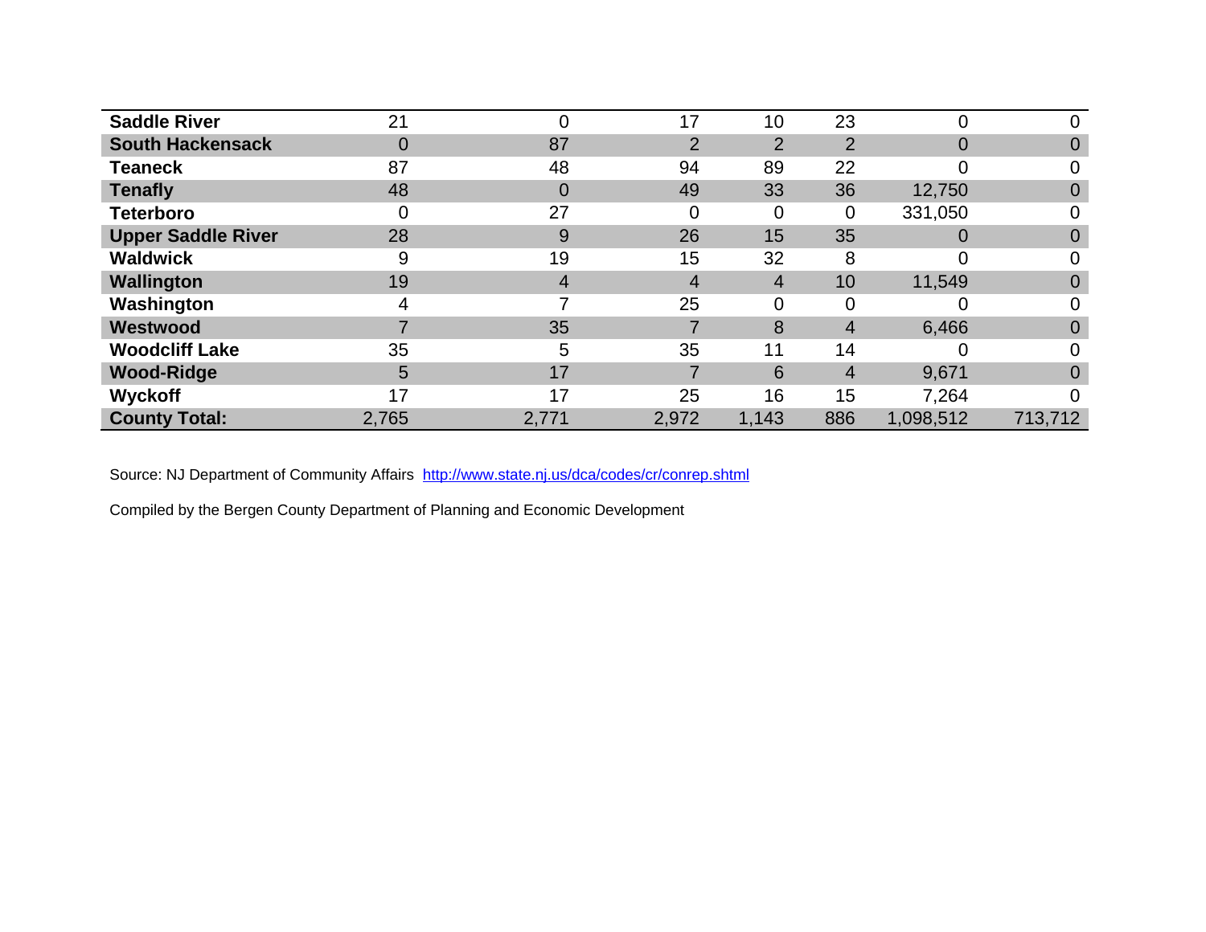| | | | | | | | |
|---|---|---|---|---|---|---|---|
| **Saddle River** | 21 | 0 | 17 | 10 | 23 | 0 | 0 |
| **South Hackensack** | 0 | 87 | 2 | 2 | 2 | 0 | 0 |
| **Teaneck** | 87 | 48 | 94 | 89 | 22 | 0 | 0 |
| **Tenafly** | 48 | 0 | 49 | 33 | 36 | 12,750 | 0 |
| **Teterboro** | 0 | 27 | 0 | 0 | 0 | 331,050 | 0 |
| **Upper Saddle River** | 28 | 9 | 26 | 15 | 35 | 0 | 0 |
| **Waldwick** | 9 | 19 | 15 | 32 | 8 | 0 | 0 |
| **Wallington** | 19 | 4 | 4 | 4 | 10 | 11,549 | 0 |
| **Washington** | 4 | 7 | 25 | 0 | 0 | 0 | 0 |
| **Westwood** | 7 | 35 | 7 | 8 | 4 | 6,466 | 0 |
| **Woodcliff Lake** | 35 | 5 | 35 | 11 | 14 | 0 | 0 |
| **Wood-Ridge** | 5 | 17 | 7 | 6 | 4 | 9,671 | 0 |
| **Wyckoff** | 17 | 17 | 25 | 16 | 15 | 7,264 | 0 |
| **County Total:** | 2,765 | 2,771 | 2,972 | 1,143 | 886 | 1,098,512 | 713,712 |

Source: NJ Department of Community Affairs http://www.state.nj.us/dca/codes/cr/conrep.shtml

Compiled by the Bergen County Department of Planning and Economic Development